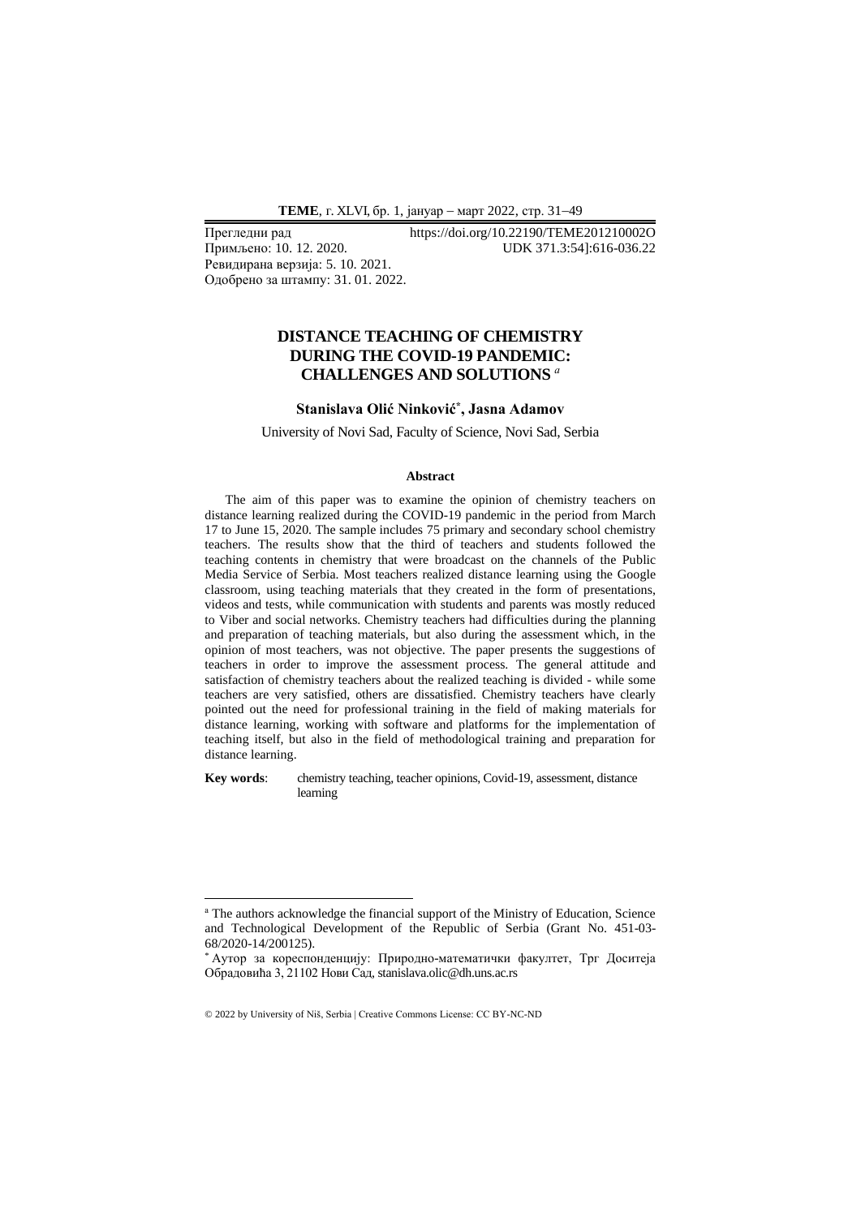Прегледни рад https://doi.org/10.22190/TEME201210002O
Примљено: 10. 12. 2020. UDK 371.3:54]:616-036.22
Ревидирана верзија: 5. 10. 2021.
Одобрено за штампу: 31. 01. 2022.

# DISTANCE TEACHING OF CHEMISTRY DURING THE COVID-19 PANDEMIC: CHALLENGES AND SOLUTIONS [a]

**Stanislava Olić Ninković[*], Jasna Adamov**

University of Novi Sad, Faculty of Science, Novi Sad, Serbia

### Abstract

The aim of this paper was to examine the opinion of chemistry teachers on distance learning realized during the COVID-19 pandemic in the period from March 17 to June 15, 2020. The sample includes 75 primary and secondary school chemistry teachers. The results show that the third of teachers and students followed the teaching contents in chemistry that were broadcast on the channels of the Public Media Service of Serbia. Most teachers realized distance learning using the Google classroom, using teaching materials that they created in the form of presentations, videos and tests, while communication with students and parents was mostly reduced to Viber and social networks. Chemistry teachers had difficulties during the planning and preparation of teaching materials, but also during the assessment which, in the opinion of most teachers, was not objective. The paper presents the suggestions of teachers in order to improve the assessment process. The general attitude and satisfaction of chemistry teachers about the realized teaching is divided - while some teachers are very satisfied, others are dissatisfied. Chemistry teachers have clearly pointed out the need for professional training in the field of making materials for distance learning, working with software and platforms for the implementation of teaching itself, but also in the field of methodological training and preparation for distance learning.

**Key words**: chemistry teaching, teacher opinions, Covid-19, assessment, distance learning

---

[a] The authors acknowledge the financial support of the Ministry of Education, Science and Technological Development of the Republic of Serbia (Grant No. 451-03-68/2020-14/200125).

[*] Аутор за кореспонденцију: Природно-математички факултет, Трг Доситеја Обрадовића 3, 21102 Нови Сад, stanislava.olic@dh.uns.ac.rs

© 2022 by University of Niš, Serbia | Creative Commons License: CC BY-NC-ND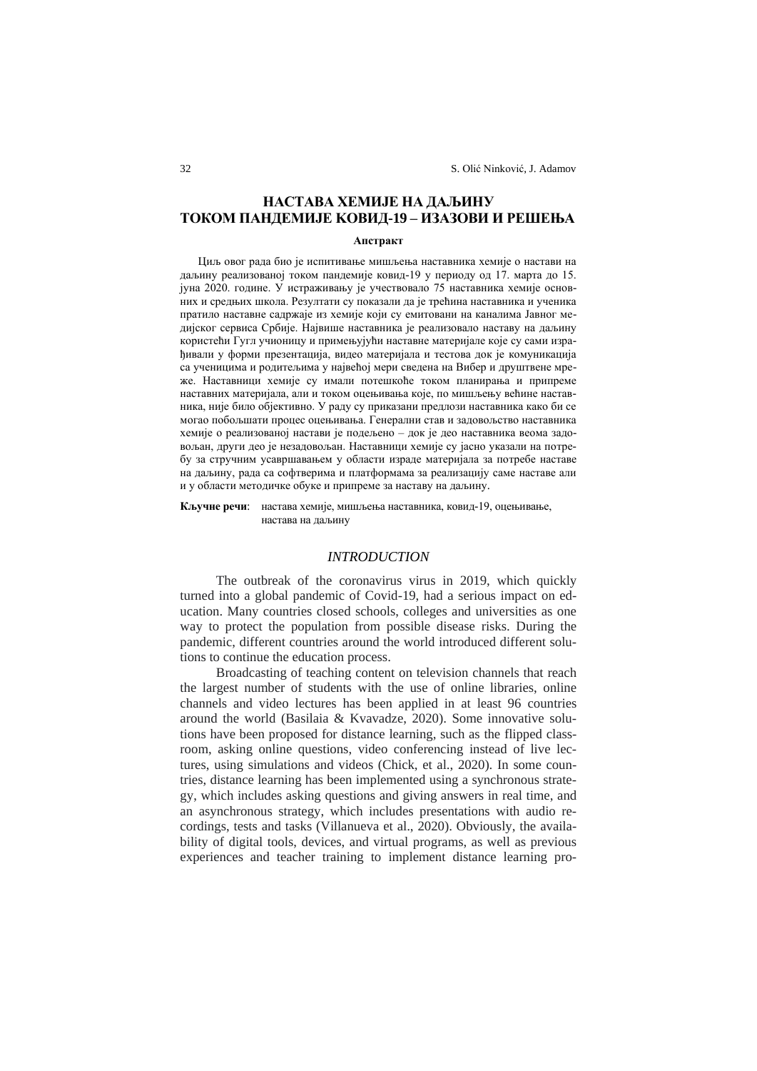# НАСТАВА ХЕМИЈЕ НА ДАЉИНУ ТОКОМ ПАНДЕМИЈЕ КОВИД-19 – ИЗАЗОВИ И РЕШЕЊА

**Апстракт**

Циљ овог рада био је испитивање мишљења наставника хемије о настави на даљину реализованој током пандемије ковид-19 у периоду од 17. марта до 15. јуна 2020. године. У истраживању је учествовало 75 наставника хемије основних и средњих школа. Резултати су показали да је трећина наставника и ученика пратило наставне садржаје из хемије који су емитовани на каналима Јавног медијског сервиса Србије. Највише наставника је реализовало наставу на даљину користећи Гугл учионицу и примењујући наставне материјале које су сами израђивали у форми презентација, видео материјала и тестова док је комуникација са ученицима и родитељима у највећој мери сведена на Вибер и друштвене мреже. Наставници хемије су имали потешкоће током планирања и припреме наставних материјала, али и током оцењивања које, по мишљењу већине наставника, није било објективно. У раду су приказани предлози наставника како би се могао побољшати процес оцењивања. Генерални став и задовољство наставника хемије о реализованој настави је подељено – док је део наставника веома задовољан, други део је незадовољан. Наставници хемије су јасно указали на потребу за стручним усавршавањем у области израде материјала за потребе наставе на даљину, рада са софтверима и платформама за реализацију саме наставе али и у области методичке обуке и припреме за наставу на даљину.

**Кључне речи**: настава хемије, мишљења наставника, ковид-19, оцењивање, настава на даљину

## *INTRODUCTION*

The outbreak of the coronavirus virus in 2019, which quickly turned into a global pandemic of Covid-19, had a serious impact on education. Many countries closed schools, colleges and universities as one way to protect the population from possible disease risks. During the pandemic, different countries around the world introduced different solutions to continue the education process.

Broadcasting of teaching content on television channels that reach the largest number of students with the use of online libraries, online channels and video lectures has been applied in at least 96 countries around the world (Basilaia & Kvavadze, 2020). Some innovative solutions have been proposed for distance learning, such as the flipped classroom, asking online questions, video conferencing instead of live lectures, using simulations and videos (Chick, et al., 2020). In some countries, distance learning has been implemented using a synchronous strategy, which includes asking questions and giving answers in real time, and an asynchronous strategy, which includes presentations with audio recordings, tests and tasks (Villanueva et al., 2020). Obviously, the availability of digital tools, devices, and virtual programs, as well as previous experiences and teacher training to implement distance learning pro-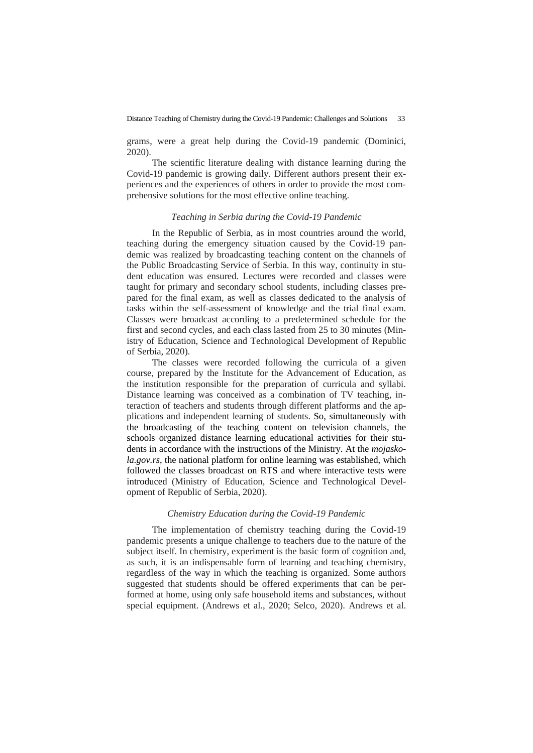grams, were a great help during the Covid-19 pandemic (Dominici, 2020).

The scientific literature dealing with distance learning during the Covid-19 pandemic is growing daily. Different authors present their experiences and the experiences of others in order to provide the most comprehensive solutions for the most effective online teaching.

### *Teaching in Serbia during the Covid-19 Pandemic*

In the Republic of Serbia, as in most countries around the world, teaching during the emergency situation caused by the Covid-19 pandemic was realized by broadcasting teaching content on the channels of the Public Broadcasting Service of Serbia. In this way, continuity in student education was ensured. Lectures were recorded and classes were taught for primary and secondary school students, including classes prepared for the final exam, as well as classes dedicated to the analysis of tasks within the self-assessment of knowledge and the trial final exam. Classes were broadcast according to a predetermined schedule for the first and second cycles, and each class lasted from 25 to 30 minutes (Ministry of Education, Science and Technological Development of Republic of Serbia, 2020).

The classes were recorded following the curricula of a given course, prepared by the Institute for the Advancement of Education, as the institution responsible for the preparation of curricula and syllabi. Distance learning was conceived as a combination of TV teaching, interaction of teachers and students through different platforms and the applications and independent learning of students. So, simultaneously with the broadcasting of the teaching content on television channels, the schools organized distance learning educational activities for their students in accordance with the instructions of the Ministry. At the *mojaskola.gov.rs*, the national platform for online learning was established, which followed the classes broadcast on RTS and where interactive tests were introduced (Ministry of Education, Science and Technological Development of Republic of Serbia, 2020).

### *Chemistry Education during the Covid-19 Pandemic*

The implementation of chemistry teaching during the Covid-19 pandemic presents a unique challenge to teachers due to the nature of the subject itself. In chemistry, experiment is the basic form of cognition and, as such, it is an indispensable form of learning and teaching chemistry, regardless of the way in which the teaching is organized. Some authors suggested that students should be offered experiments that can be performed at home, using only safe household items and substances, without special equipment. (Andrews et al., 2020; Selco, 2020). Andrews et al.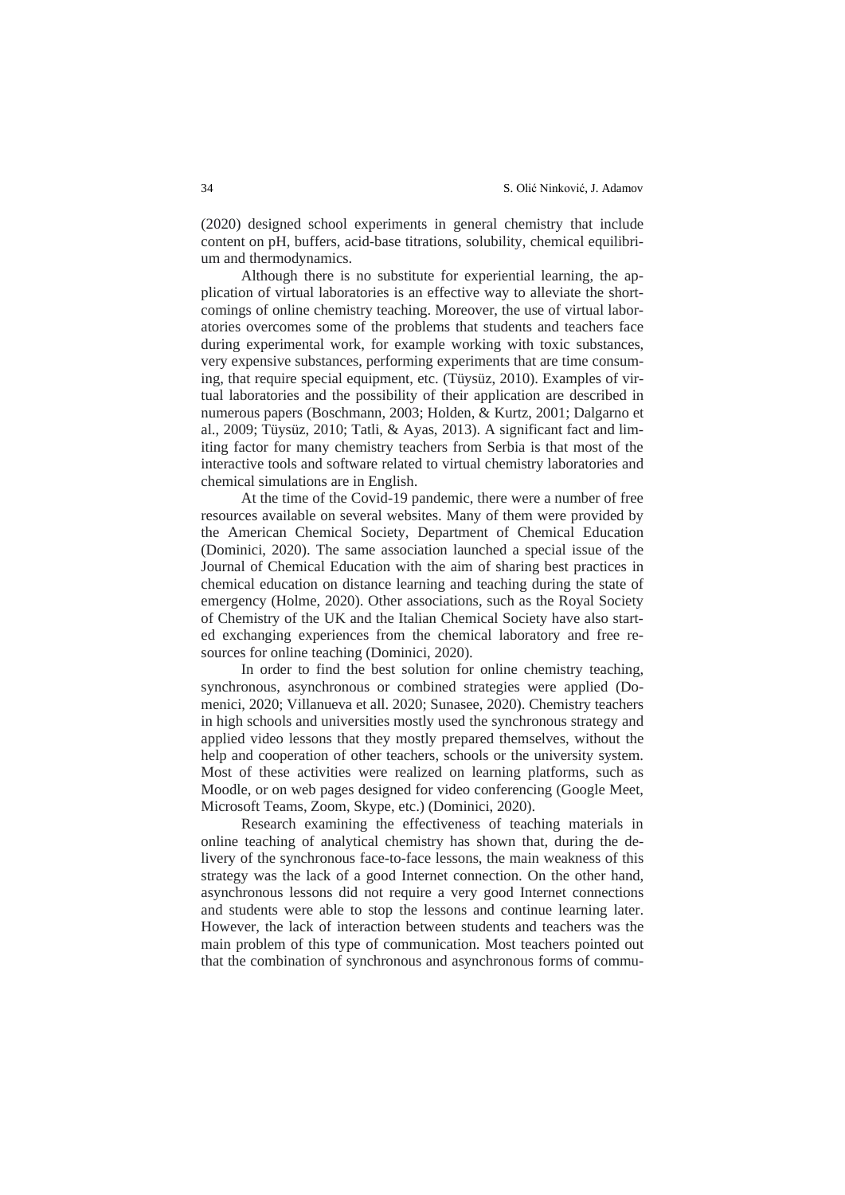(2020) designed school experiments in general chemistry that include content on pH, buffers, acid-base titrations, solubility, chemical equilibrium and thermodynamics.

Although there is no substitute for experiential learning, the application of virtual laboratories is an effective way to alleviate the shortcomings of online chemistry teaching. Moreover, the use of virtual laboratories overcomes some of the problems that students and teachers face during experimental work, for example working with toxic substances, very expensive substances, performing experiments that are time consuming, that require special equipment, etc. (Tüysüz, 2010). Examples of virtual laboratories and the possibility of their application are described in numerous papers (Boschmann, 2003; Holden, & Kurtz, 2001; Dalgarno et al., 2009; Tüysüz, 2010; Tatli, & Ayas, 2013). A significant fact and limiting factor for many chemistry teachers from Serbia is that most of the interactive tools and software related to virtual chemistry laboratories and chemical simulations are in English.

At the time of the Covid-19 pandemic, there were a number of free resources available on several websites. Many of them were provided by the American Chemical Society, Department of Chemical Education (Dominici, 2020). The same association launched a special issue of the Journal of Chemical Education with the aim of sharing best practices in chemical education on distance learning and teaching during the state of emergency (Holme, 2020). Other associations, such as the Royal Society of Chemistry of the UK and the Italian Chemical Society have also started exchanging experiences from the chemical laboratory and free resources for online teaching (Dominici, 2020).

In order to find the best solution for online chemistry teaching, synchronous, asynchronous or combined strategies were applied (Domenici, 2020; Villanueva et all. 2020; Sunasee, 2020). Chemistry teachers in high schools and universities mostly used the synchronous strategy and applied video lessons that they mostly prepared themselves, without the help and cooperation of other teachers, schools or the university system. Most of these activities were realized on learning platforms, such as Moodle, or on web pages designed for video conferencing (Google Meet, Microsoft Teams, Zoom, Skype, etc.) (Dominici, 2020).

Research examining the effectiveness of teaching materials in online teaching of analytical chemistry has shown that, during the delivery of the synchronous face-to-face lessons, the main weakness of this strategy was the lack of a good Internet connection. On the other hand, asynchronous lessons did not require a very good Internet connections and students were able to stop the lessons and continue learning later. However, the lack of interaction between students and teachers was the main problem of this type of communication. Most teachers pointed out that the combination of synchronous and asynchronous forms of commu-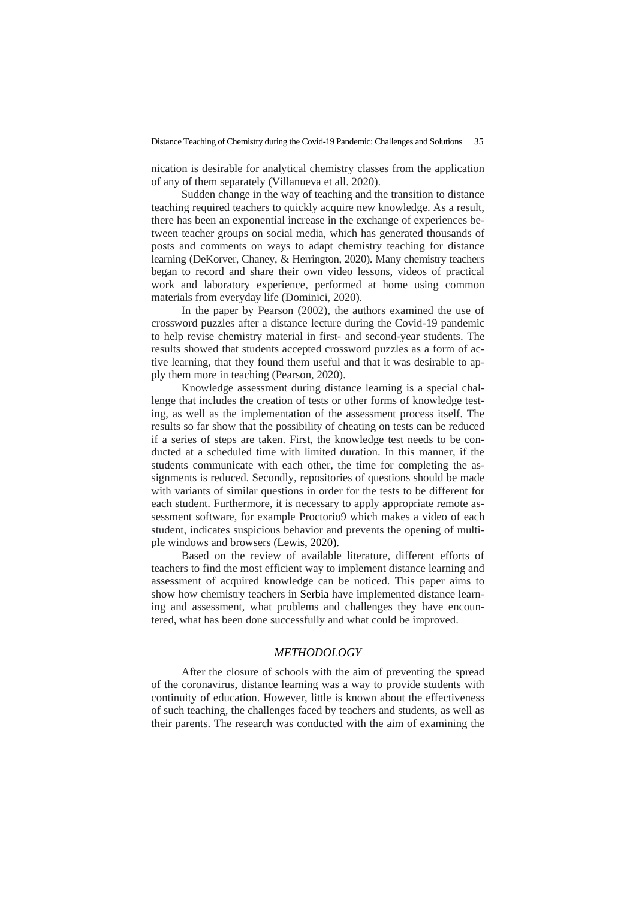nication is desirable for analytical chemistry classes from the application of any of them separately (Villanueva et all. 2020).

Sudden change in the way of teaching and the transition to distance teaching required teachers to quickly acquire new knowledge. As a result, there has been an exponential increase in the exchange of experiences between teacher groups on social media, which has generated thousands of posts and comments on ways to adapt chemistry teaching for distance learning (DeKorver, Chaney, & Herrington, 2020). Many chemistry teachers began to record and share their own video lessons, videos of practical work and laboratory experience, performed at home using common materials from everyday life (Dominici, 2020).

In the paper by Pearson (2002), the authors examined the use of crossword puzzles after a distance lecture during the Covid-19 pandemic to help revise chemistry material in first- and second-year students. The results showed that students accepted crossword puzzles as a form of active learning, that they found them useful and that it was desirable to apply them more in teaching (Pearson, 2020).

Knowledge assessment during distance learning is a special challenge that includes the creation of tests or other forms of knowledge testing, as well as the implementation of the assessment process itself. The results so far show that the possibility of cheating on tests can be reduced if a series of steps are taken. First, the knowledge test needs to be conducted at a scheduled time with limited duration. In this manner, if the students communicate with each other, the time for completing the assignments is reduced. Secondly, repositories of questions should be made with variants of similar questions in order for the tests to be different for each student. Furthermore, it is necessary to apply appropriate remote assessment software, for example Proctorio9 which makes a video of each student, indicates suspicious behavior and prevents the opening of multiple windows and browsers (Lewis, 2020).

Based on the review of available literature, different efforts of teachers to find the most efficient way to implement distance learning and assessment of acquired knowledge can be noticed. This paper aims to show how chemistry teachers in Serbia have implemented distance learning and assessment, what problems and challenges they have encountered, what has been done successfully and what could be improved.

## *METHODOLOGY*

After the closure of schools with the aim of preventing the spread of the coronavirus, distance learning was a way to provide students with continuity of education. However, little is known about the effectiveness of such teaching, the challenges faced by teachers and students, as well as their parents. The research was conducted with the aim of examining the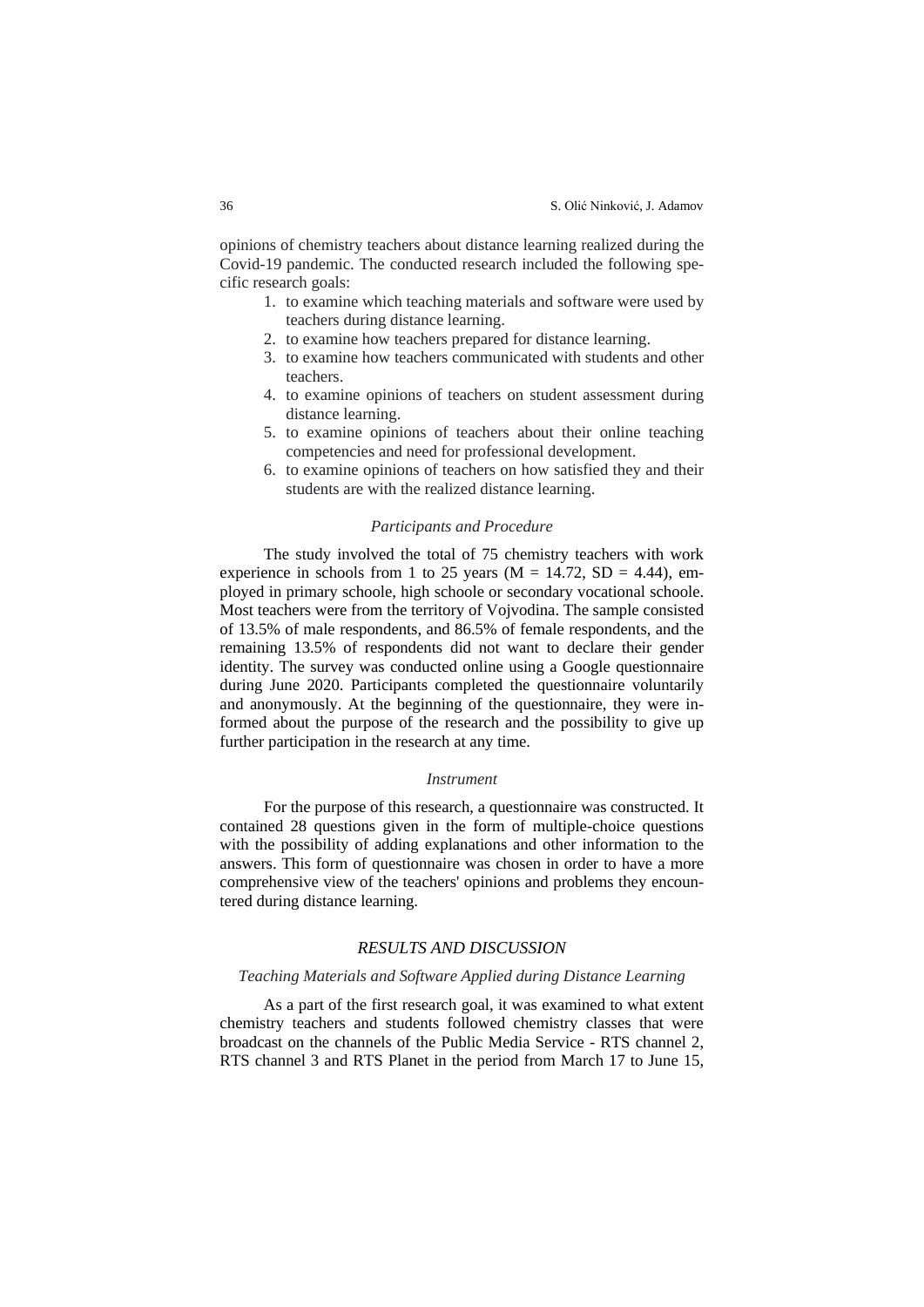opinions of chemistry teachers about distance learning realized during the Covid-19 pandemic. The conducted research included the following specific research goals:

1. to examine which teaching materials and software were used by teachers during distance learning.
2. to examine how teachers prepared for distance learning.
3. to examine how teachers communicated with students and other teachers.
4. to examine opinions of teachers on student assessment during distance learning.
5. to examine opinions of teachers about their online teaching competencies and need for professional development.
6. to examine opinions of teachers on how satisfied they and their students are with the realized distance learning.

### *Participants and Procedure*

The study involved the total of 75 chemistry teachers with work experience in schools from 1 to 25 years ($M = 14.72$, $SD = 4.44$), employed in primary schoole, high schoole or secondary vocational schoole. Most teachers were from the territory of Vojvodina. The sample consisted of 13.5% of male respondents, and 86.5% of female respondents, and the remaining 13.5% of respondents did not want to declare their gender identity. The survey was conducted online using a Google questionnaire during June 2020. Participants completed the questionnaire voluntarily and anonymously. At the beginning of the questionnaire, they were informed about the purpose of the research and the possibility to give up further participation in the research at any time.

### *Instrument*

For the purpose of this research, a questionnaire was constructed. It contained 28 questions given in the form of multiple-choice questions with the possibility of adding explanations and other information to the answers. This form of questionnaire was chosen in order to have a more comprehensive view of the teachers' opinions and problems they encountered during distance learning.

## *RESULTS AND DISCUSSION*

### *Teaching Materials and Software Applied during Distance Learning*

As a part of the first research goal, it was examined to what extent chemistry teachers and students followed chemistry classes that were broadcast on the channels of the Public Media Service - RTS channel 2, RTS channel 3 and RTS Planet in the period from March 17 to June 15,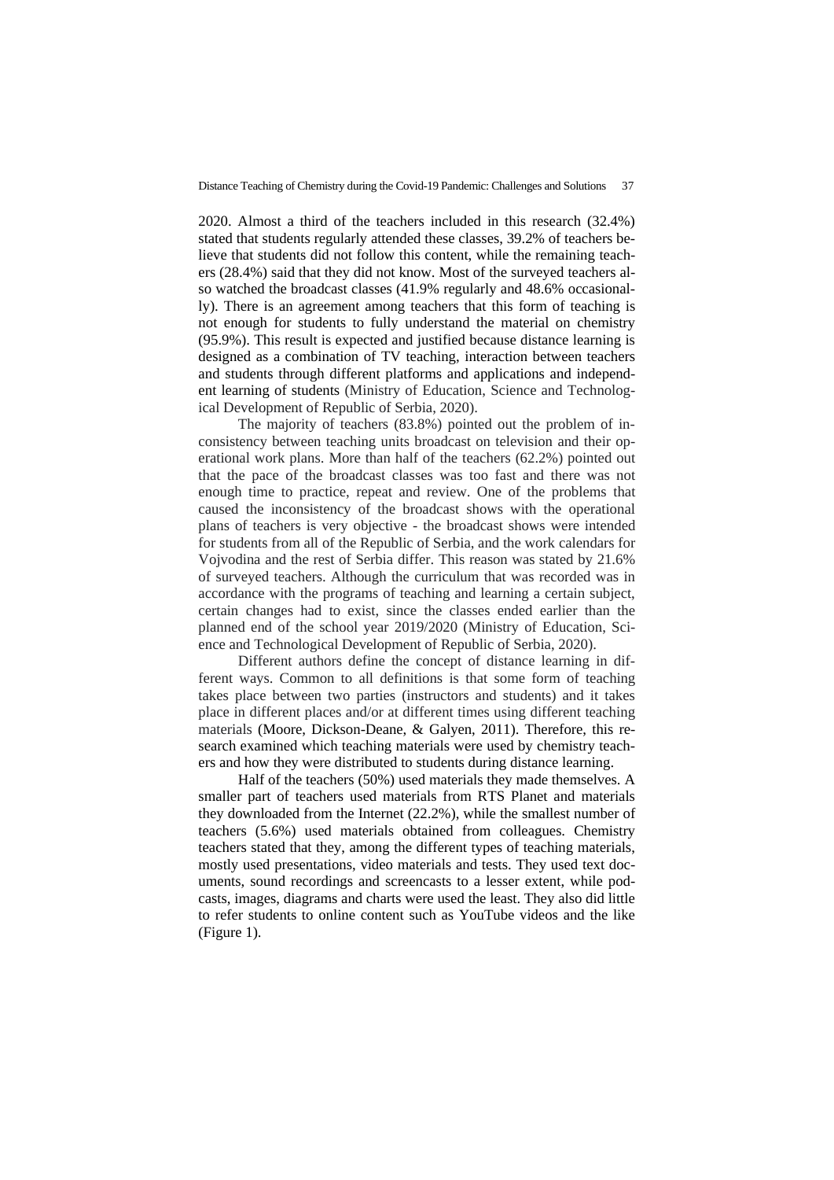2020. Almost a third of the teachers included in this research (32.4%) stated that students regularly attended these classes, 39.2% of teachers believe that students did not follow this content, while the remaining teachers (28.4%) said that they did not know. Most of the surveyed teachers also watched the broadcast classes (41.9% regularly and 48.6% occasionally). There is an agreement among teachers that this form of teaching is not enough for students to fully understand the material on chemistry (95.9%). This result is expected and justified because distance learning is designed as a combination of TV teaching, interaction between teachers and students through different platforms and applications and independent learning of students (Ministry of Education, Science and Technological Development of Republic of Serbia, 2020).

The majority of teachers (83.8%) pointed out the problem of inconsistency between teaching units broadcast on television and their operational work plans. More than half of the teachers (62.2%) pointed out that the pace of the broadcast classes was too fast and there was not enough time to practice, repeat and review. One of the problems that caused the inconsistency of the broadcast shows with the operational plans of teachers is very objective - the broadcast shows were intended for students from all of the Republic of Serbia, and the work calendars for Vojvodina and the rest of Serbia differ. This reason was stated by 21.6% of surveyed teachers. Although the curriculum that was recorded was in accordance with the programs of teaching and learning a certain subject, certain changes had to exist, since the classes ended earlier than the planned end of the school year 2019/2020 (Ministry of Education, Science and Technological Development of Republic of Serbia, 2020).

Different authors define the concept of distance learning in different ways. Common to all definitions is that some form of teaching takes place between two parties (instructors and students) and it takes place in different places and/or at different times using different teaching materials (Moore, Dickson-Deane, & Galyen, 2011). Therefore, this research examined which teaching materials were used by chemistry teachers and how they were distributed to students during distance learning.

Half of the teachers (50%) used materials they made themselves. A smaller part of teachers used materials from RTS Planet and materials they downloaded from the Internet (22.2%), while the smallest number of teachers (5.6%) used materials obtained from colleagues. Chemistry teachers stated that they, among the different types of teaching materials, mostly used presentations, video materials and tests. They used text documents, sound recordings and screencasts to a lesser extent, while podcasts, images, diagrams and charts were used the least. They also did little to refer students to online content such as YouTube videos and the like (Figure 1).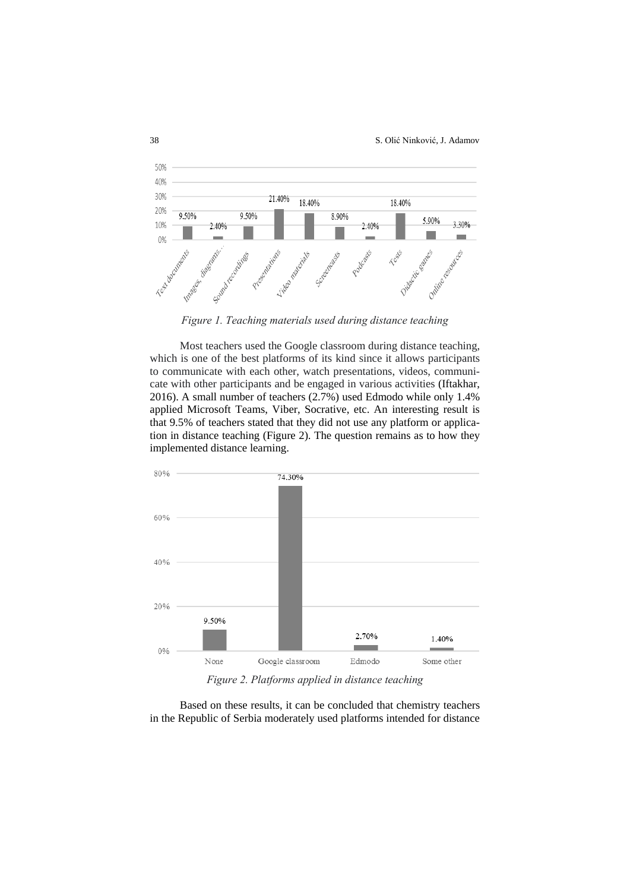*Figure 1. Teaching materials used during distance teaching*

Most teachers used the Google classroom during distance teaching, which is one of the best platforms of its kind since it allows participants to communicate with each other, watch presentations, videos, communicate with other participants and be engaged in various activities (Iftakhar, 2016). A small number of teachers (2.7%) used Edmodo while only 1.4% applied Microsoft Teams, Viber, Socrative, etc. An interesting result is that 9.5% of teachers stated that they did not use any platform or application in distance teaching (Figure 2). The question remains as to how they implemented distance learning.

*Figure 2. Platforms applied in distance teaching*

Based on these results, it can be concluded that chemistry teachers in the Republic of Serbia moderately used platforms intended for distance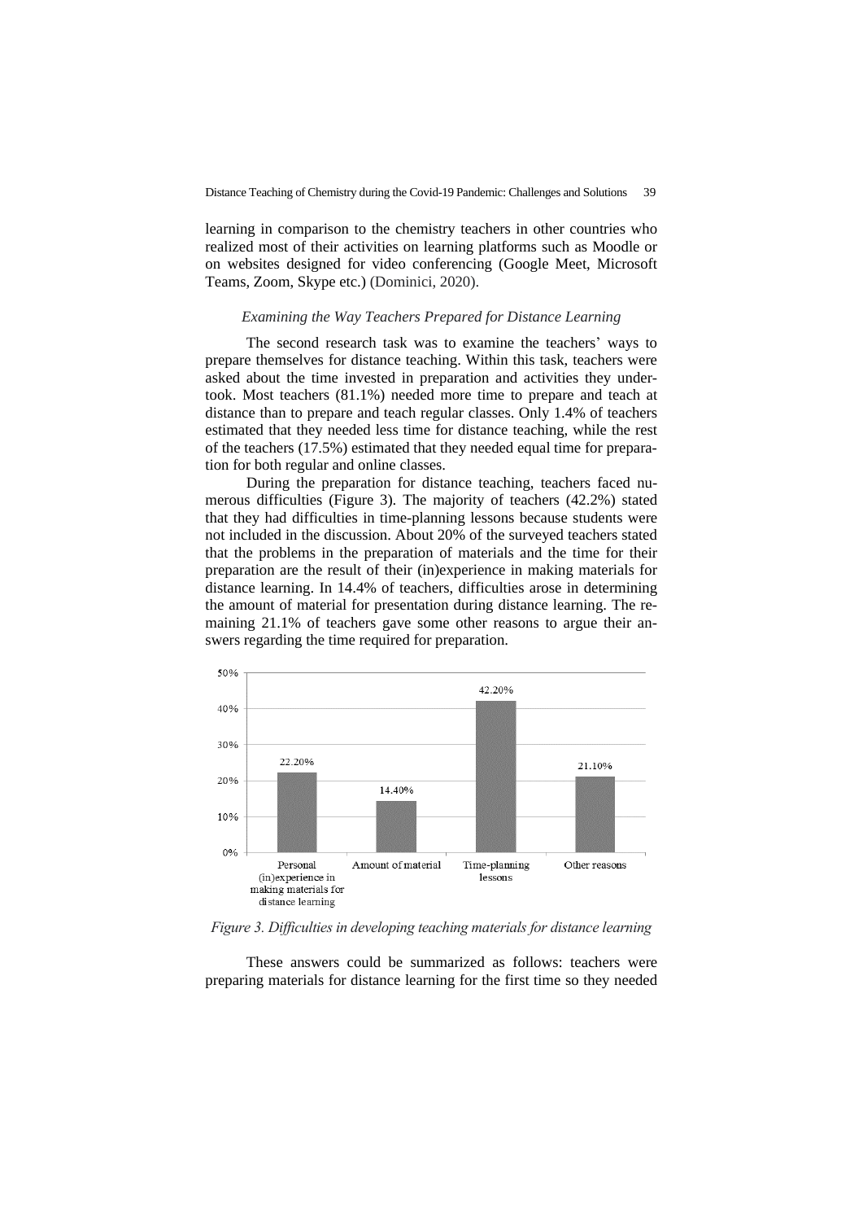learning in comparison to the chemistry teachers in other countries who realized most of their activities on learning platforms such as Moodle or on websites designed for video conferencing (Google Meet, Microsoft Teams, Zoom, Skype etc.) (Dominici, 2020).

### *Examining the Way Teachers Prepared for Distance Learning*

The second research task was to examine the teachers' ways to prepare themselves for distance teaching. Within this task, teachers were asked about the time invested in preparation and activities they undertook. Most teachers (81.1%) needed more time to prepare and teach at distance than to prepare and teach regular classes. Only 1.4% of teachers estimated that they needed less time for distance teaching, while the rest of the teachers (17.5%) estimated that they needed equal time for preparation for both regular and online classes.

During the preparation for distance teaching, teachers faced numerous difficulties (Figure 3). The majority of teachers (42.2%) stated that they had difficulties in time-planning lessons because students were not included in the discussion. About 20% of the surveyed teachers stated that the problems in the preparation of materials and the time for their preparation are the result of their (in)experience in making materials for distance learning. In 14.4% of teachers, difficulties arose in determining the amount of material for presentation during distance learning. The remaining 21.1% of teachers gave some other reasons to argue their answers regarding the time required for preparation.

| Category | Percentage |
|---|---|
| Personal (in)experience in making materials for distance learning | 22.20% |
| Amount of material | 14.40% |
| Time-planning lessons | 42.20% |
| Other reasons | 21.10% |

*Figure 3. Difficulties in developing teaching materials for distance learning*

These answers could be summarized as follows: teachers were preparing materials for distance learning for the first time so they needed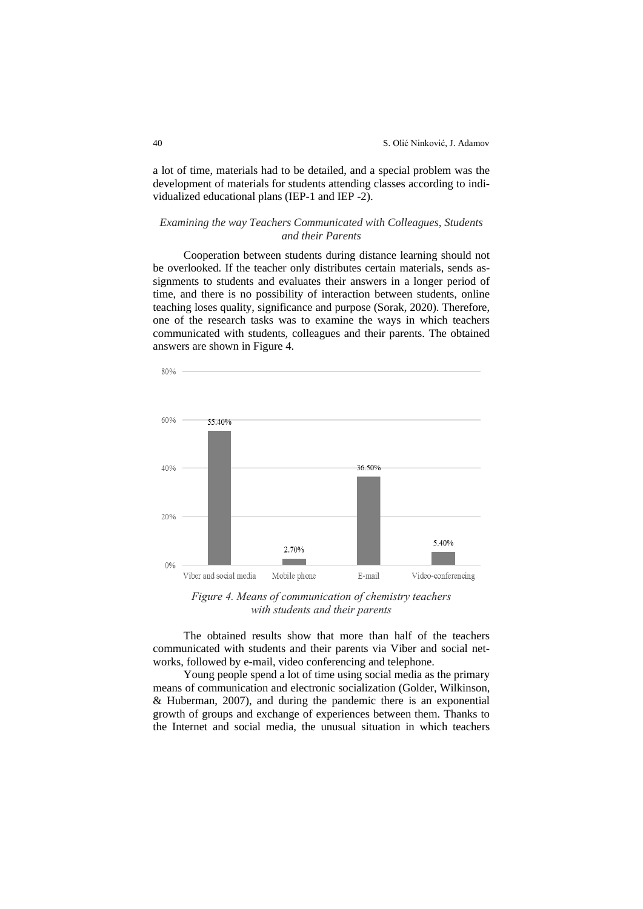a lot of time, materials had to be detailed, and a special problem was the development of materials for students attending classes according to individualized educational plans (IEP-1 and IEP -2).

### *Examining the way Teachers Communicated with Colleagues, Students and their Parents*

Cooperation between students during distance learning should not be overlooked. If the teacher only distributes certain materials, sends assignments to students and evaluates their answers in a longer period of time, and there is no possibility of interaction between students, online teaching loses quality, significance and purpose (Sorak, 2020). Therefore, one of the research tasks was to examine the ways in which teachers communicated with students, colleagues and their parents. The obtained answers are shown in Figure 4.

| Means of communication | Percentage |
|---|---|
| Viber and social media | 55.40% |
| Mobile phone | 2.70% |
| E-mail | 36.50% |
| Video-conferencing | 5.40% |

*Figure 4. Means of communication of chemistry teachers with students and their parents*

The obtained results show that more than half of the teachers communicated with students and their parents via Viber and social networks, followed by e-mail, video conferencing and telephone.

Young people spend a lot of time using social media as the primary means of communication and electronic socialization (Golder, Wilkinson, & Huberman, 2007), and during the pandemic there is an exponential growth of groups and exchange of experiences between them. Thanks to the Internet and social media, the unusual situation in which teachers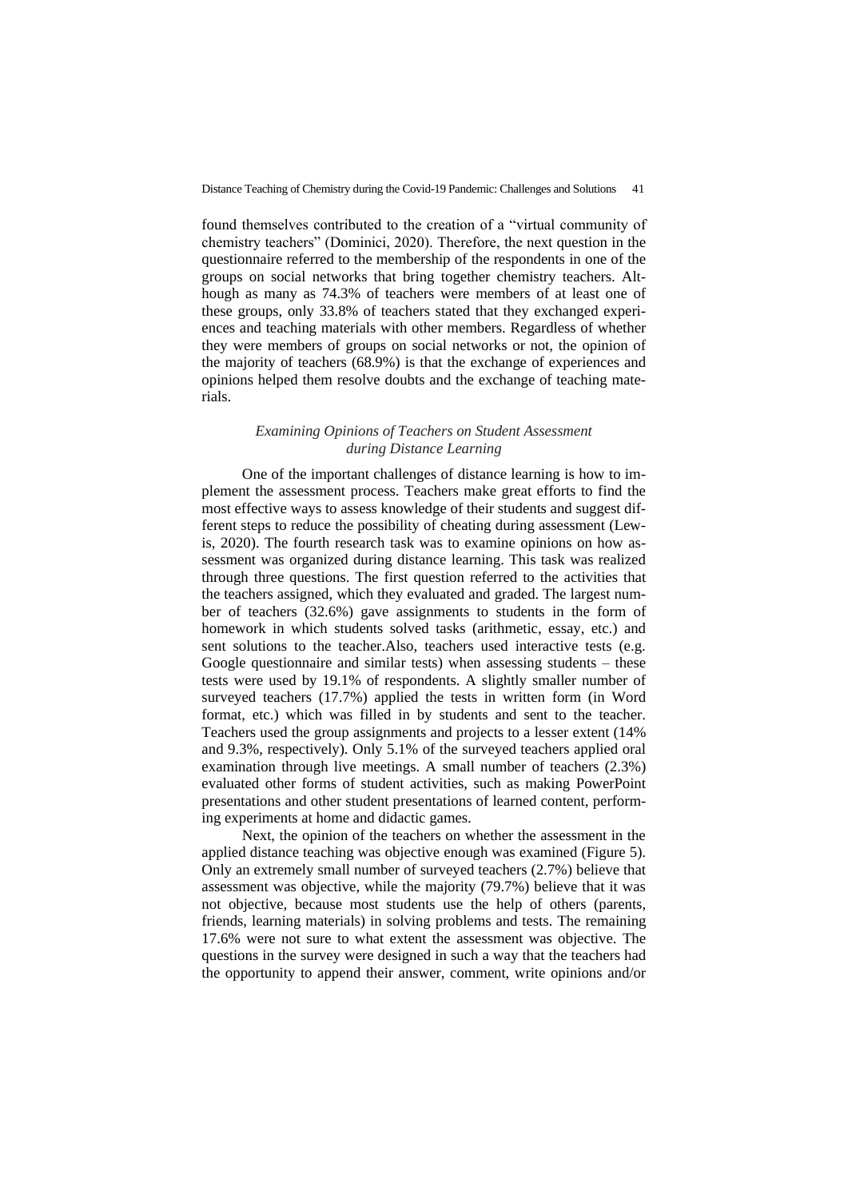found themselves contributed to the creation of a "virtual community of chemistry teachers" (Dominici, 2020). Therefore, the next question in the questionnaire referred to the membership of the respondents in one of the groups on social networks that bring together chemistry teachers. Although as many as 74.3% of teachers were members of at least one of these groups, only 33.8% of teachers stated that they exchanged experiences and teaching materials with other members. Regardless of whether they were members of groups on social networks or not, the opinion of the majority of teachers (68.9%) is that the exchange of experiences and opinions helped them resolve doubts and the exchange of teaching materials.

### *Examining Opinions of Teachers on Student Assessment during Distance Learning*

One of the important challenges of distance learning is how to implement the assessment process. Teachers make great efforts to find the most effective ways to assess knowledge of their students and suggest different steps to reduce the possibility of cheating during assessment (Lewis, 2020). The fourth research task was to examine opinions on how assessment was organized during distance learning. This task was realized through three questions. The first question referred to the activities that the teachers assigned, which they evaluated and graded. The largest number of teachers (32.6%) gave assignments to students in the form of homework in which students solved tasks (arithmetic, essay, etc.) and sent solutions to the teacher.Also, teachers used interactive tests (e.g. Google questionnaire and similar tests) when assessing students – these tests were used by 19.1% of respondents. A slightly smaller number of surveyed teachers (17.7%) applied the tests in written form (in Word format, etc.) which was filled in by students and sent to the teacher. Teachers used the group assignments and projects to a lesser extent (14% and 9.3%, respectively). Only 5.1% of the surveyed teachers applied oral examination through live meetings. A small number of teachers (2.3%) evaluated other forms of student activities, such as making PowerPoint presentations and other student presentations of learned content, performing experiments at home and didactic games.

Next, the opinion of the teachers on whether the assessment in the applied distance teaching was objective enough was examined (Figure 5). Only an extremely small number of surveyed teachers (2.7%) believe that assessment was objective, while the majority (79.7%) believe that it was not objective, because most students use the help of others (parents, friends, learning materials) in solving problems and tests. The remaining 17.6% were not sure to what extent the assessment was objective. The questions in the survey were designed in such a way that the teachers had the opportunity to append their answer, comment, write opinions and/or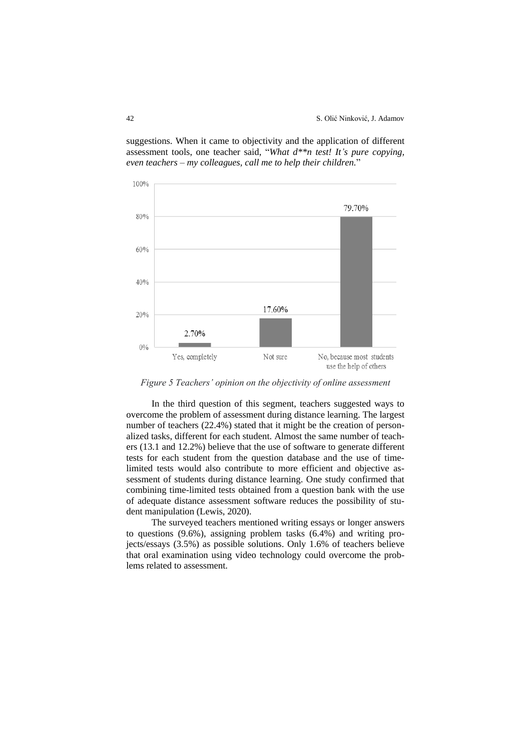suggestions. When it came to objectivity and the application of different assessment tools, one teacher said, "*What d**n test! It's pure copying, even teachers – my colleagues, call me to help their children.*"

*Figure 5 Teachers' opinion on the objectivity of online assessment*

In the third question of this segment, teachers suggested ways to overcome the problem of assessment during distance learning. The largest number of teachers (22.4%) stated that it might be the creation of personalized tasks, different for each student. Almost the same number of teachers (13.1 and 12.2%) believe that the use of software to generate different tests for each student from the question database and the use of time-limited tests would also contribute to more efficient and objective assessment of students during distance learning. One study confirmed that combining time-limited tests obtained from a question bank with the use of adequate distance assessment software reduces the possibility of student manipulation (Lewis, 2020).

The surveyed teachers mentioned writing essays or longer answers to questions (9.6%), assigning problem tasks (6.4%) and writing projects/essays (3.5%) as possible solutions. Only 1.6% of teachers believe that oral examination using video technology could overcome the problems related to assessment.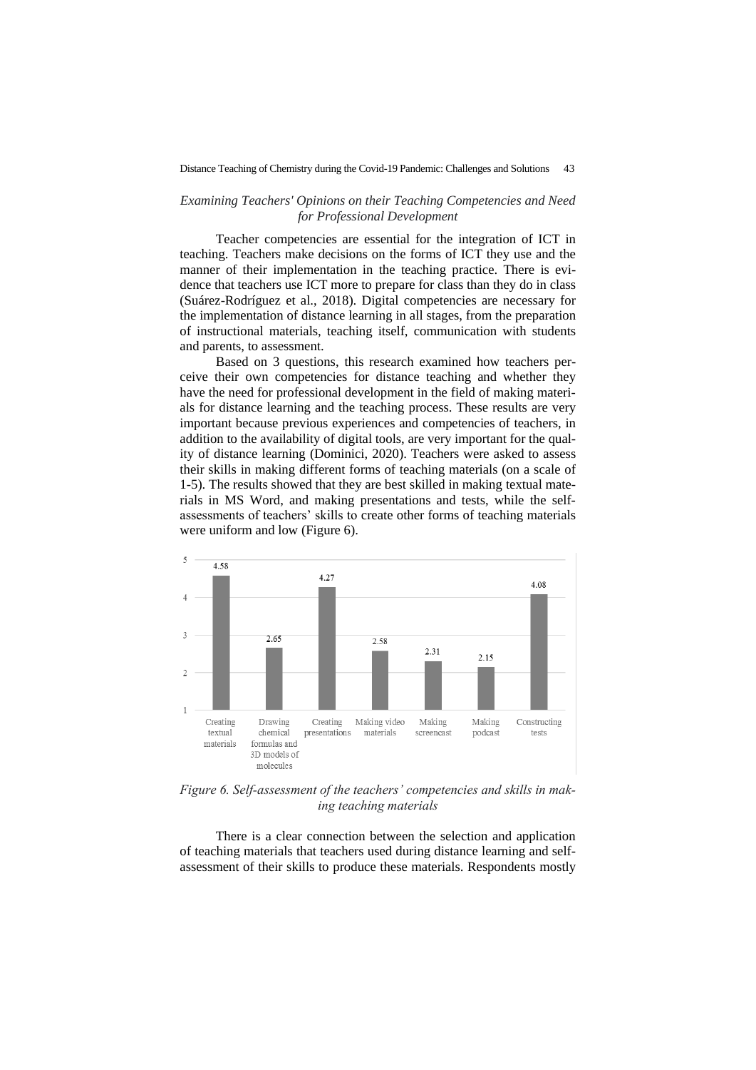### *Examining Teachers' Opinions on their Teaching Competencies and Need for Professional Development*

Teacher competencies are essential for the integration of ICT in teaching. Teachers make decisions on the forms of ICT they use and the manner of their implementation in the teaching practice. There is evidence that teachers use ICT more to prepare for class than they do in class (Suárez-Rodríguez et al., 2018). Digital competencies are necessary for the implementation of distance learning in all stages, from the preparation of instructional materials, teaching itself, communication with students and parents, to assessment.

Based on 3 questions, this research examined how teachers perceive their own competencies for distance teaching and whether they have the need for professional development in the field of making materials for distance learning and the teaching process. These results are very important because previous experiences and competencies of teachers, in addition to the availability of digital tools, are very important for the quality of distance learning (Dominici, 2020). Teachers were asked to assess their skills in making different forms of teaching materials (on a scale of 1-5). The results showed that they are best skilled in making textual materials in MS Word, and making presentations and tests, while the self-assessments of teachers' skills to create other forms of teaching materials were uniform and low (Figure 6).

| Creating textual materials | Drawing chemical formulas and 3D models of molecules | Creating presentations | Making video materials | Making screencast | Making podcast | Constructing tests |
|---|---|---|---|---|---|---|
| 4.58 | 2.65 | 4.27 | 2.58 | 2.31 | 2.15 | 4.08 |

*Figure 6. Self-assessment of the teachers' competencies and skills in making teaching materials*

There is a clear connection between the selection and application of teaching materials that teachers used during distance learning and self-assessment of their skills to produce these materials. Respondents mostly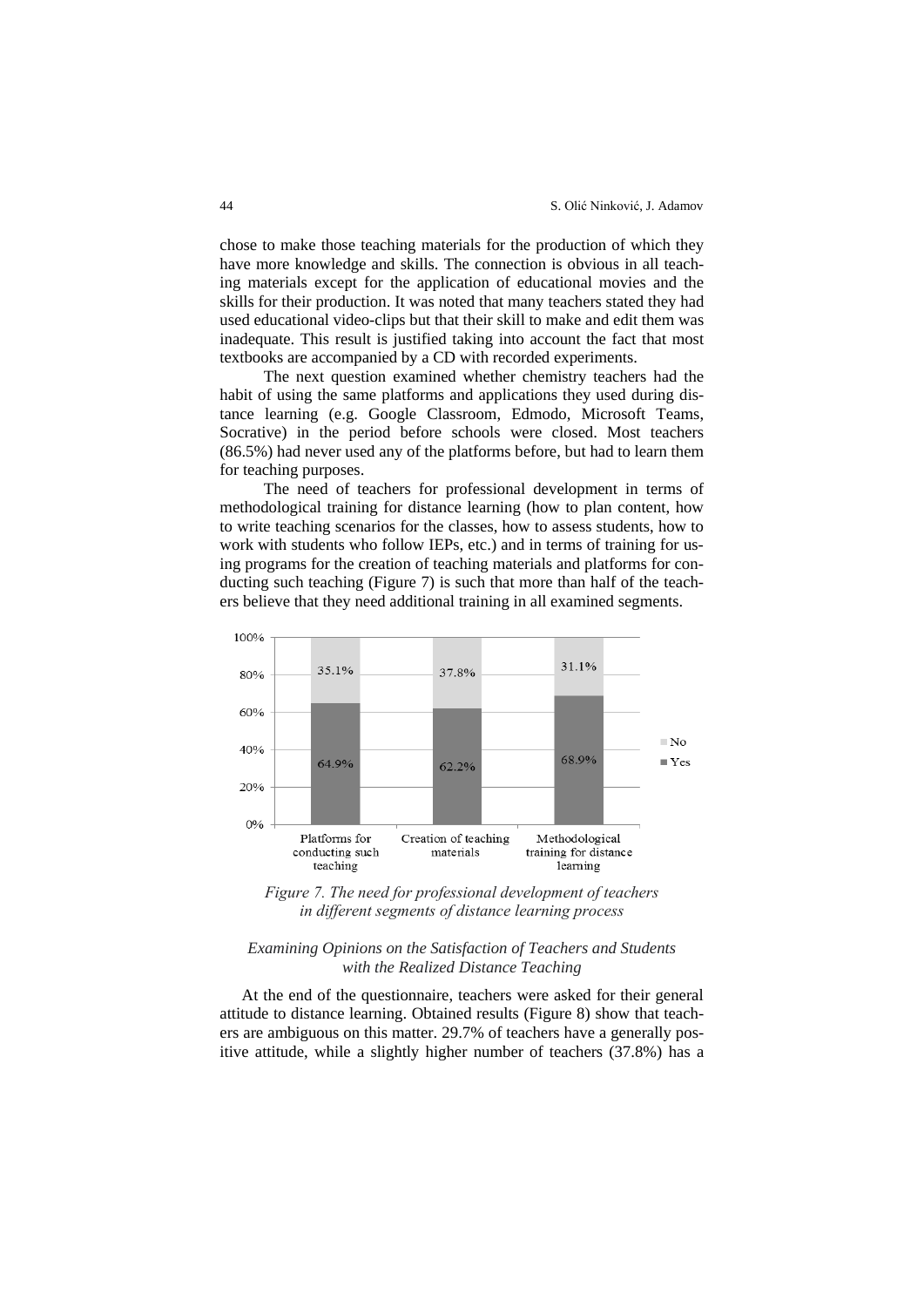chose to make those teaching materials for the production of which they have more knowledge and skills. The connection is obvious in all teaching materials except for the application of educational movies and the skills for their production. It was noted that many teachers stated they had used educational video-clips but that their skill to make and edit them was inadequate. This result is justified taking into account the fact that most textbooks are accompanied by a CD with recorded experiments.

The next question examined whether chemistry teachers had the habit of using the same platforms and applications they used during distance learning (e.g. Google Classroom, Edmodo, Microsoft Teams, Socrative) in the period before schools were closed. Most teachers (86.5%) had never used any of the platforms before, but had to learn them for teaching purposes.

The need of teachers for professional development in terms of methodological training for distance learning (how to plan content, how to write teaching scenarios for the classes, how to assess students, how to work with students who follow IEPs, etc.) and in terms of training for using programs for the creation of teaching materials and platforms for conducting such teaching (Figure 7) is such that more than half of the teachers believe that they need additional training in all examined segments.

| | Platforms for conducting such teaching | Creation of teaching materials | Methodological training for distance learning |
|---|---|---|---|
| No | 35.1% | 37.8% | 31.1% |
| Yes | 64.9% | 62.2% | 68.9% |

*Figure 7. The need for professional development of teachers in different segments of distance learning process*

### *Examining Opinions on the Satisfaction of Teachers and Students with the Realized Distance Teaching*

At the end of the questionnaire, teachers were asked for their general attitude to distance learning. Obtained results (Figure 8) show that teachers are ambiguous on this matter. 29.7% of teachers have a generally positive attitude, while a slightly higher number of teachers (37.8%) has a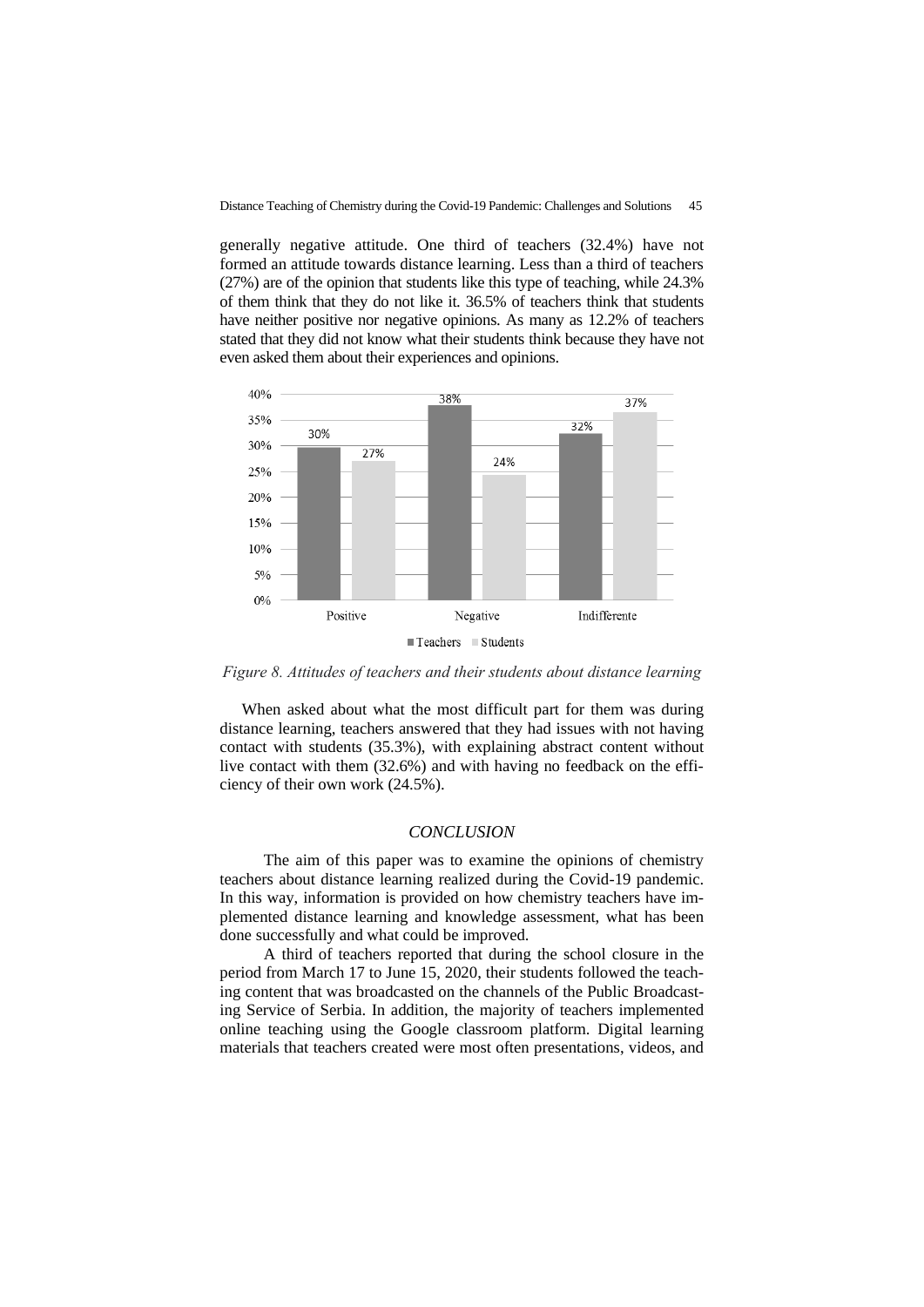generally negative attitude. One third of teachers (32.4%) have not formed an attitude towards distance learning. Less than a third of teachers (27%) are of the opinion that students like this type of teaching, while 24.3% of them think that they do not like it. 36.5% of teachers think that students have neither positive nor negative opinions. As many as 12.2% of teachers stated that they did not know what their students think because they have not even asked them about their experiences and opinions.

| | Teachers | Students |
|---|---|---|
| Positive | 30% | 27% |
| Negative | 38% | 24% |
| Indifferente | 32% | 37% |

*Figure 8. Attitudes of teachers and their students about distance learning*

When asked about what the most difficult part for them was during distance learning, teachers answered that they had issues with not having contact with students (35.3%), with explaining abstract content without live contact with them (32.6%) and with having no feedback on the efficiency of their own work (24.5%).

## *CONCLUSION*

The aim of this paper was to examine the opinions of chemistry teachers about distance learning realized during the Covid-19 pandemic. In this way, information is provided on how chemistry teachers have implemented distance learning and knowledge assessment, what has been done successfully and what could be improved.

A third of teachers reported that during the school closure in the period from March 17 to June 15, 2020, their students followed the teaching content that was broadcasted on the channels of the Public Broadcasting Service of Serbia. In addition, the majority of teachers implemented online teaching using the Google classroom platform. Digital learning materials that teachers created were most often presentations, videos, and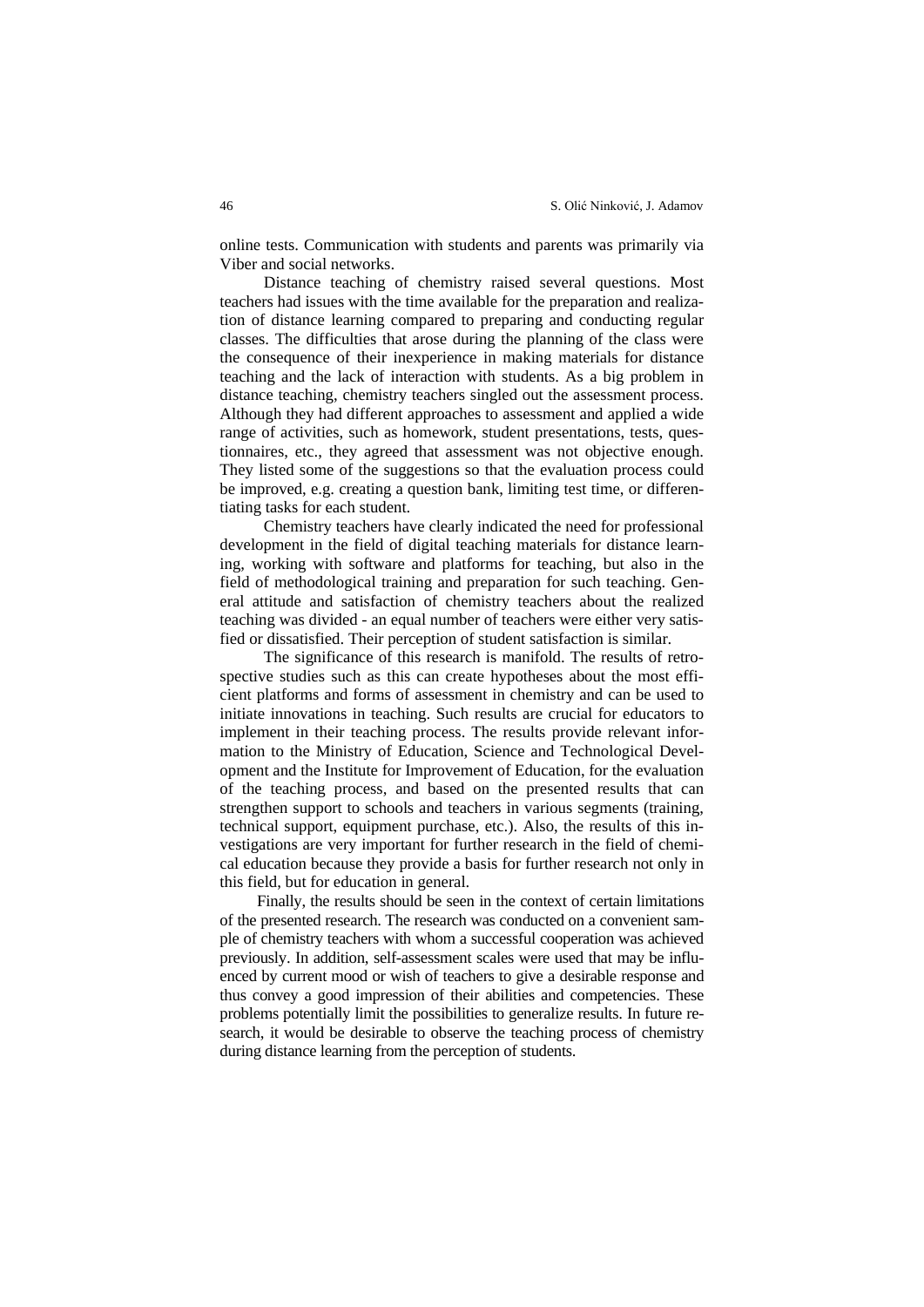online tests. Communication with students and parents was primarily via Viber and social networks.

Distance teaching of chemistry raised several questions. Most teachers had issues with the time available for the preparation and realization of distance learning compared to preparing and conducting regular classes. The difficulties that arose during the planning of the class were the consequence of their inexperience in making materials for distance teaching and the lack of interaction with students. As a big problem in distance teaching, chemistry teachers singled out the assessment process. Although they had different approaches to assessment and applied a wide range of activities, such as homework, student presentations, tests, questionnaires, etc., they agreed that assessment was not objective enough. They listed some of the suggestions so that the evaluation process could be improved, e.g. creating a question bank, limiting test time, or differentiating tasks for each student.

Chemistry teachers have clearly indicated the need for professional development in the field of digital teaching materials for distance learning, working with software and platforms for teaching, but also in the field of methodological training and preparation for such teaching. General attitude and satisfaction of chemistry teachers about the realized teaching was divided - an equal number of teachers were either very satisfied or dissatisfied. Their perception of student satisfaction is similar.

The significance of this research is manifold. The results of retrospective studies such as this can create hypotheses about the most efficient platforms and forms of assessment in chemistry and can be used to initiate innovations in teaching. Such results are crucial for educators to implement in their teaching process. The results provide relevant information to the Ministry of Education, Science and Technological Development and the Institute for Improvement of Education, for the evaluation of the teaching process, and based on the presented results that can strengthen support to schools and teachers in various segments (training, technical support, equipment purchase, etc.). Also, the results of this investigations are very important for further research in the field of chemical education because they provide a basis for further research not only in this field, but for education in general.

Finally, the results should be seen in the context of certain limitations of the presented research. The research was conducted on a convenient sample of chemistry teachers with whom a successful cooperation was achieved previously. In addition, self-assessment scales were used that may be influenced by current mood or wish of teachers to give a desirable response and thus convey a good impression of their abilities and competencies. These problems potentially limit the possibilities to generalize results. In future research, it would be desirable to observe the teaching process of chemistry during distance learning from the perception of students.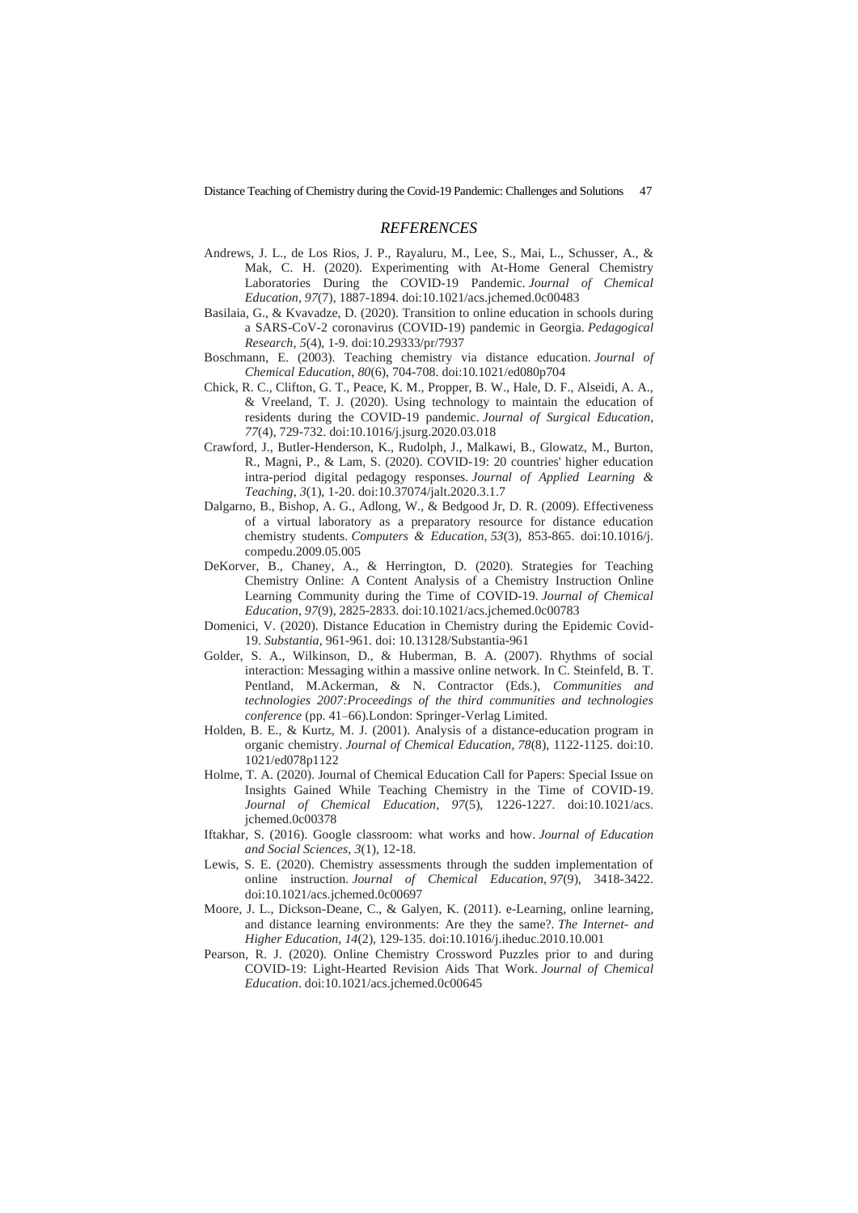## *REFERENCES*

Andrews, J. L., de Los Rios, J. P., Rayaluru, M., Lee, S., Mai, L., Schusser, A., & Mak, C. H. (2020). Experimenting with At-Home General Chemistry Laboratories During the COVID-19 Pandemic. *Journal of Chemical Education*, *97*(7), 1887-1894. doi:10.1021/acs.jchemed.0c00483

Basilaia, G., & Kvavadze, D. (2020). Transition to online education in schools during a SARS-CoV-2 coronavirus (COVID-19) pandemic in Georgia. *Pedagogical Research*, *5*(4), 1-9. doi:10.29333/pr/7937

Boschmann, E. (2003). Teaching chemistry via distance education. *Journal of Chemical Education*, *80*(6), 704-708. doi:10.1021/ed080p704

Chick, R. C., Clifton, G. T., Peace, K. M., Propper, B. W., Hale, D. F., Alseidi, A. A., & Vreeland, T. J. (2020). Using technology to maintain the education of residents during the COVID-19 pandemic. *Journal of Surgical Education*, *77*(4), 729-732. doi:10.1016/j.jsurg.2020.03.018

Crawford, J., Butler-Henderson, K., Rudolph, J., Malkawi, B., Glowatz, M., Burton, R., Magni, P., & Lam, S. (2020). COVID-19: 20 countries' higher education intra-period digital pedagogy responses. *Journal of Applied Learning & Teaching*, *3*(1), 1-20. doi:10.37074/jalt.2020.3.1.7

Dalgarno, B., Bishop, A. G., Adlong, W., & Bedgood Jr, D. R. (2009). Effectiveness of a virtual laboratory as a preparatory resource for distance education chemistry students. *Computers & Education*, *53*(3), 853-865. doi:10.1016/j.compedu.2009.05.005

DeKorver, B., Chaney, A., & Herrington, D. (2020). Strategies for Teaching Chemistry Online: A Content Analysis of a Chemistry Instruction Online Learning Community during the Time of COVID-19. *Journal of Chemical Education*, *97*(9), 2825-2833. doi:10.1021/acs.jchemed.0c00783

Domenici, V. (2020). Distance Education in Chemistry during the Epidemic Covid-19. *Substantia*, 961-961. doi: 10.13128/Substantia-961

Golder, S. A., Wilkinson, D., & Huberman, B. A. (2007). Rhythms of social interaction: Messaging within a massive online network. In C. Steinfeld, B. T. Pentland, M.Ackerman, & N. Contractor (Eds.), *Communities and technologies 2007:Proceedings of the third communities and technologies conference* (pp. 41–66).London: Springer-Verlag Limited.

Holden, B. E., & Kurtz, M. J. (2001). Analysis of a distance-education program in organic chemistry. *Journal of Chemical Education*, *78*(8), 1122-1125. doi:10.1021/ed078p1122

Holme, T. A. (2020). Journal of Chemical Education Call for Papers: Special Issue on Insights Gained While Teaching Chemistry in the Time of COVID-19. *Journal of Chemical Education*, *97*(5), 1226-1227. doi:10.1021/acs.jchemed.0c00378

Iftakhar, S. (2016). Google classroom: what works and how. *Journal of Education and Social Sciences*, *3*(1), 12-18.

Lewis, S. E. (2020). Chemistry assessments through the sudden implementation of online instruction. *Journal of Chemical Education*, *97*(9), 3418-3422. doi:10.1021/acs.jchemed.0c00697

Moore, J. L., Dickson-Deane, C., & Galyen, K. (2011). e-Learning, online learning, and distance learning environments: Are they the same?. *The Internet- and Higher Education*, *14*(2), 129-135. doi:10.1016/j.iheduc.2010.10.001

Pearson, R. J. (2020). Online Chemistry Crossword Puzzles prior to and during COVID-19: Light-Hearted Revision Aids That Work. *Journal of Chemical Education*. doi:10.1021/acs.jchemed.0c00645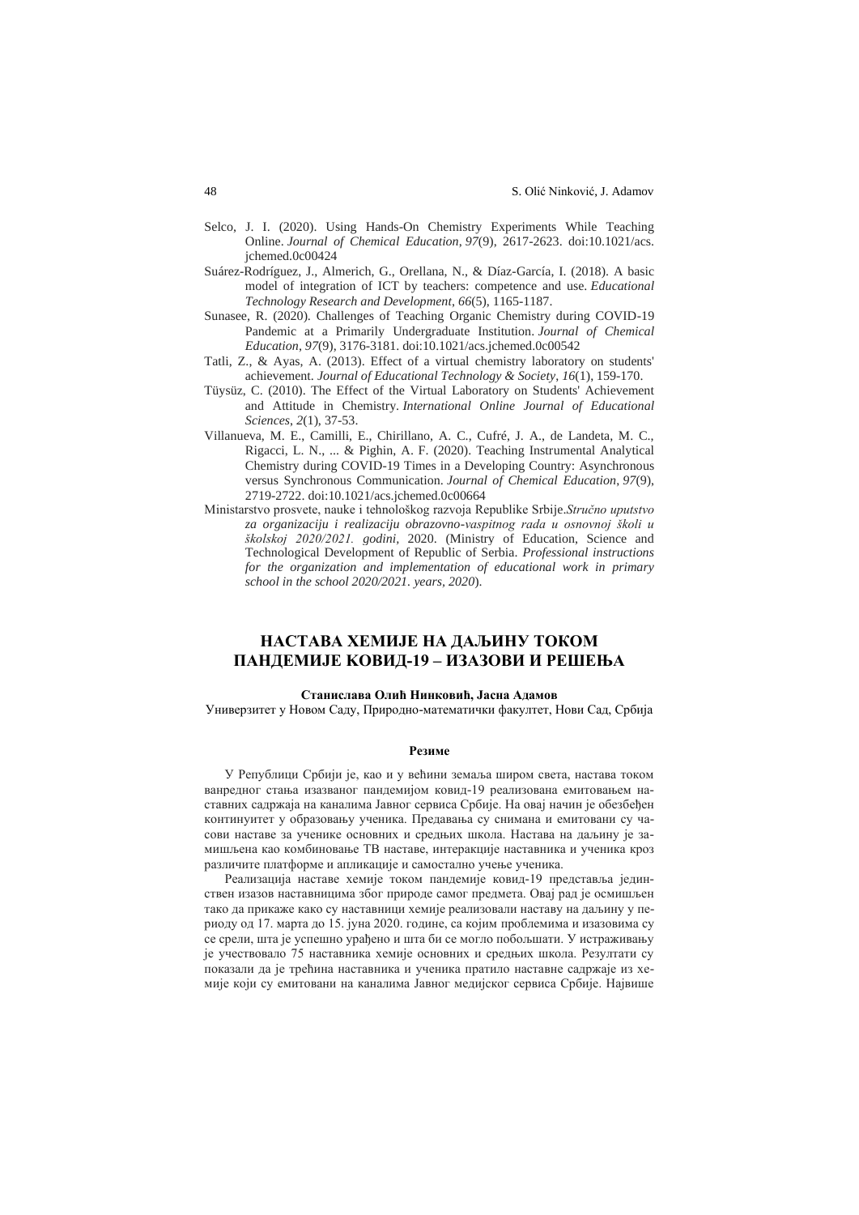Selco, J. I. (2020). Using Hands-On Chemistry Experiments While Teaching Online. *Journal of Chemical Education*, *97*(9), 2617-2623. doi:10.1021/acs.jchemed.0c00424

Suárez-Rodríguez, J., Almerich, G., Orellana, N., & Díaz-García, I. (2018). A basic model of integration of ICT by teachers: competence and use. *Educational Technology Research and Development*, *66*(5), 1165-1187.

Sunasee, R. (2020). Challenges of Teaching Organic Chemistry during COVID-19 Pandemic at a Primarily Undergraduate Institution. *Journal of Chemical Education*, *97*(9), 3176-3181. doi:10.1021/acs.jchemed.0c00542

Tatli, Z., & Ayas, A. (2013). Effect of a virtual chemistry laboratory on students' achievement. *Journal of Educational Technology & Society*, *16*(1), 159-170.

Tüysüz, C. (2010). The Effect of the Virtual Laboratory on Students' Achievement and Attitude in Chemistry. *International Online Journal of Educational Sciences*, *2*(1), 37-53.

Villanueva, M. E., Camilli, E., Chirillano, A. C., Cufré, J. A., de Landeta, M. C., Rigacci, L. N., ... & Pighin, A. F. (2020). Teaching Instrumental Analytical Chemistry during COVID-19 Times in a Developing Country: Asynchronous versus Synchronous Communication. *Journal of Chemical Education*, *97*(9), 2719-2722. doi:10.1021/acs.jchemed.0c00664

Ministarstvo prosvete, nauke i tehnološkog razvoja Republike Srbije.*Stručno uputstvo za organizaciju i realizaciju obrazovno-vaspitnog rada u osnovnoj školi u školskoj 2020/2021. godini*, 2020. (Ministry of Education, Science and Technological Development of Republic of Serbia. *Professional instructions for the organization and implementation of educational work in primary school in the school 2020/2021. years, 2020*).

# НАСТАВА ХЕМИЈЕ НА ДАЉИНУ ТОКОМ ПАНДЕМИЈЕ КОВИД-19 – ИЗАЗОВИ И РЕШЕЊА

**Станислава Олић Нинковић, Јасна Адамов**

Универзитет у Новом Саду, Природно-математички факултет, Нови Сад, Србија

**Резиме**

У Републици Србији је, као и у већини земаља широм света, настава током ванредног стања изазваног пандемијом ковид-19 реализована емитовањем наставних садржаја на каналима Јавног сервиса Србије. На овај начин је обезбеђен континуитет у образовању ученика. Предавања су снимана и емитовани су часови наставе за ученике основних и средњих школа. Настава на даљину је замишљена као комбиновање ТВ наставе, интеракције наставника и ученика кроз различите платформе и апликације и самостално учење ученика.

Реализација наставе хемије током пандемије ковид-19 представља јединствен изазов наставницима због природе самог предмета. Овај рад је осмишљен тако да прикаже како су наставници хемије реализовали наставу на даљину у периоду од 17. марта до 15. јуна 2020. године, са којим проблемима и изазовима су се срели, шта је успешно урађено и шта би се могло побољшати. У истраживању је учествовало 75 наставника хемије основних и средњих школа. Резултати су показали да је трећина наставника и ученика пратило наставне садржаје из хемије који су емитовани на каналима Јавног медијског сервиса Србије. Највише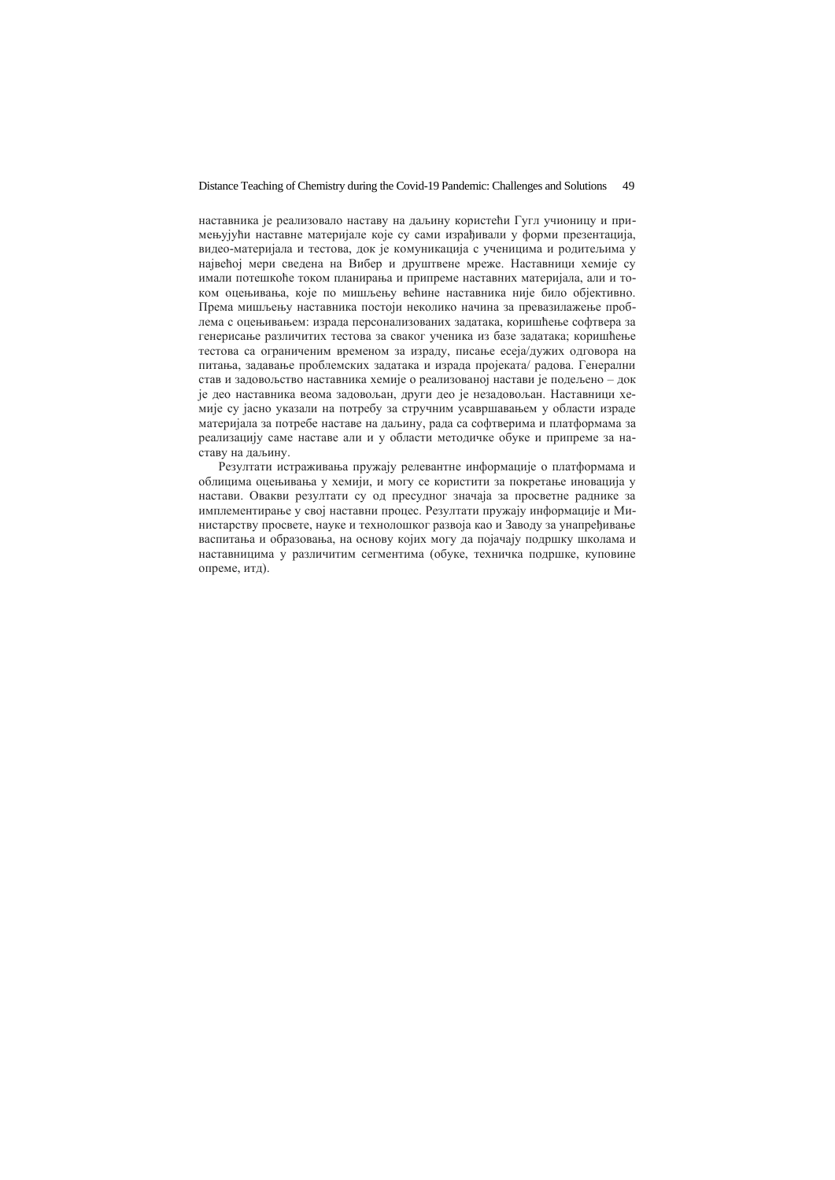наставника је реализовало наставу на даљину користећи Гугл учионицу и примењујући наставне материјале које су сами израђивали у форми презентација, видео-материјала и тестова, док је комуникација с ученицима и родитељима у највећој мери сведена на Вибер и друштвене мреже. Наставници хемије су имали потешкоће током планирања и припреме наставних материјала, али и током оцењивања, које по мишљењу већине наставника није било објективно. Према мишљењу наставника постоји неколико начина за превазилажење проблема с оцењивањем: израда персонализованих задатака, коришћење софтвера за генерисање различитих тестова за сваког ученика из базе задатака; коришћење тестова са ограниченим временом за израду, писање есеја/дужих одговора на питања, задавање проблемских задатака и израда пројеката/ радова. Генерални став и задовољство наставника хемије о реализованој настави је подељено – док је део наставника веома задовољан, други део је незадовољан. Наставници хемије су јасно указали на потребу за стручним усавршавањем у области израде материјала за потребе наставе на даљину, рада са софтверима и платформама за реализацију саме наставе али и у области методичке обуке и припреме за наставу на даљину.

Резултати истраживања пружају релевантне информације о платформама и облицима оцењивања у хемији, и могу се користити за покретање иновација у настави. Овакви резултати су од пресудног значаја за просветне раднике за имплементирање у свој наставни процес. Резултати пружају информације и Министарству просвете, науке и технолошког развоја као и Заводу за унапређивање васпитања и образовања, на основу којих могу да појачају подршку школама и наставницима у различитим сегментима (обуке, техничка подршке, куповине опреме, итд).